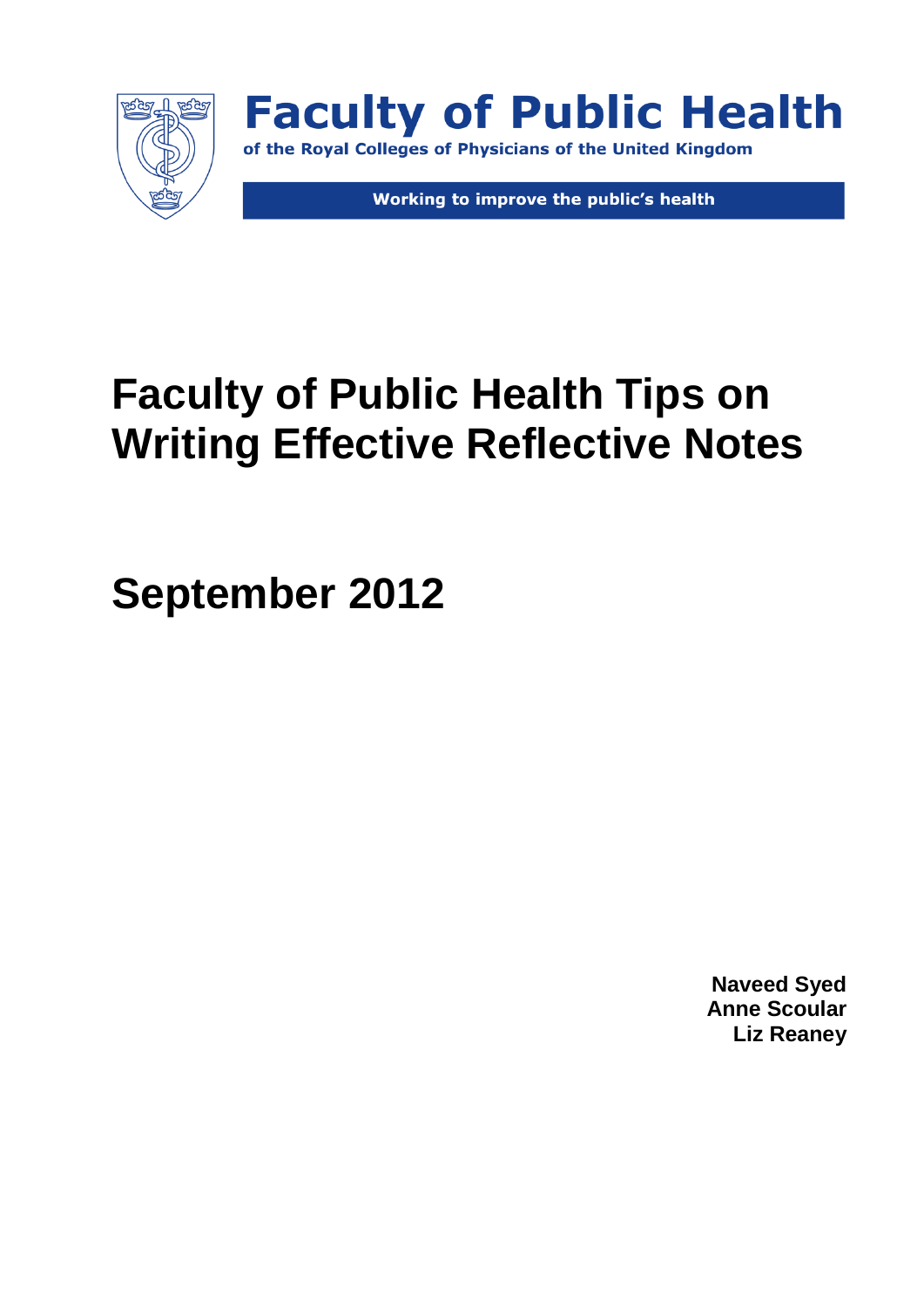**Faculty of Public Health**

of the Royal Colleges of Physicians of the United Kingdom

Working to improve the public's health

# Faculty of Public Health Tips on Writing Effective Reflective Notes

## September 2012

**Naveed Syed**
**Anne Scoular**
**Liz Reaney**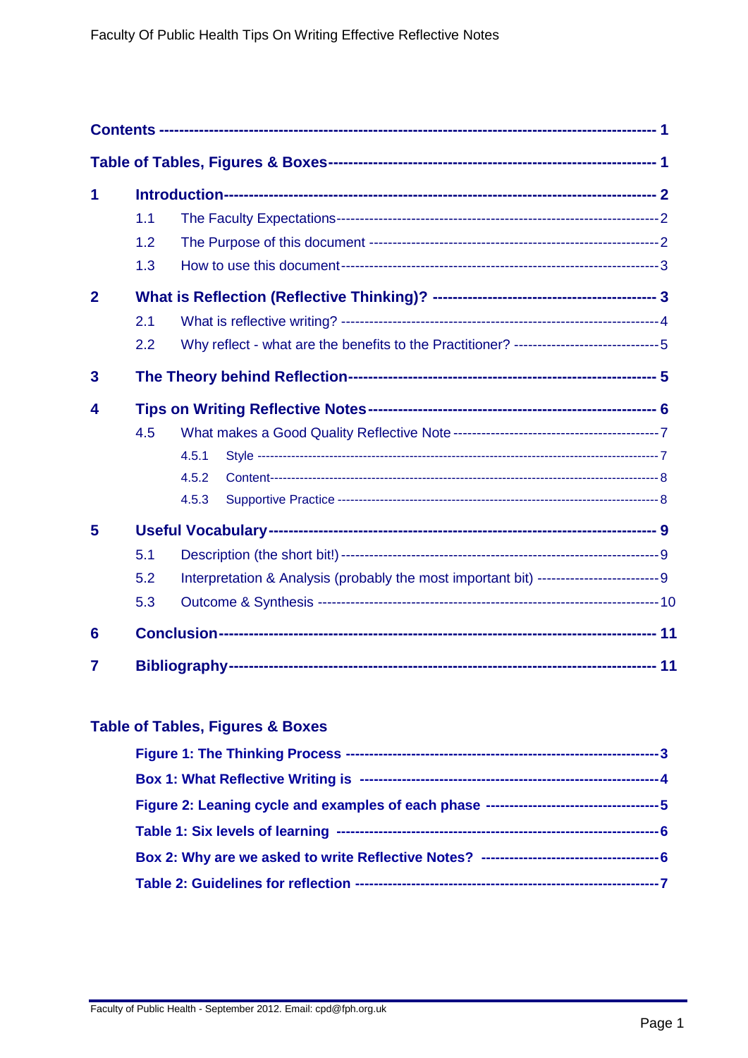| | | | |
|---|---|---|---|
| **Contents** | | | **1** |
| **Table of Tables, Figures & Boxes** | | | **1** |
| **1** | **Introduction** | | **2** |
| | 1.1 | The Faculty Expectations | 2 |
| | 1.2 | The Purpose of this document | 2 |
| | 1.3 | How to use this document | 3 |
| **2** | **What is Reflection (Reflective Thinking)?** | | **3** |
| | 2.1 | What is reflective writing? | 4 |
| | 2.2 | Why reflect - what are the benefits to the Practitioner? | 5 |
| **3** | **The Theory behind Reflection** | | **5** |
| **4** | **Tips on Writing Reflective Notes** | | **6** |
| | 4.5 | What makes a Good Quality Reflective Note | 7 |
| | | 4.5.1 Style | 7 |
| | | 4.5.2 Content | 8 |
| | | 4.5.3 Supportive Practice | 8 |
| **5** | **Useful Vocabulary** | | **9** |
| | 5.1 | Description (the short bit!) | 9 |
| | 5.2 | Interpretation & Analysis (probably the most important bit) | 9 |
| | 5.3 | Outcome & Synthesis | 10 |
| **6** | **Conclusion** | | **11** |
| **7** | **Bibliography** | | **11** |

## Table of Tables, Figures & Boxes

| | |
|---|---|
| **Figure 1: The Thinking Process** | **3** |
| **Box 1: What Reflective Writing is** | **4** |
| **Figure 2: Leaning cycle and examples of each phase** | **5** |
| **Table 1: Six levels of learning** | **6** |
| **Box 2: Why are we asked to write Reflective Notes?** | **6** |
| **Table 2: Guidelines for reflection** | **7** |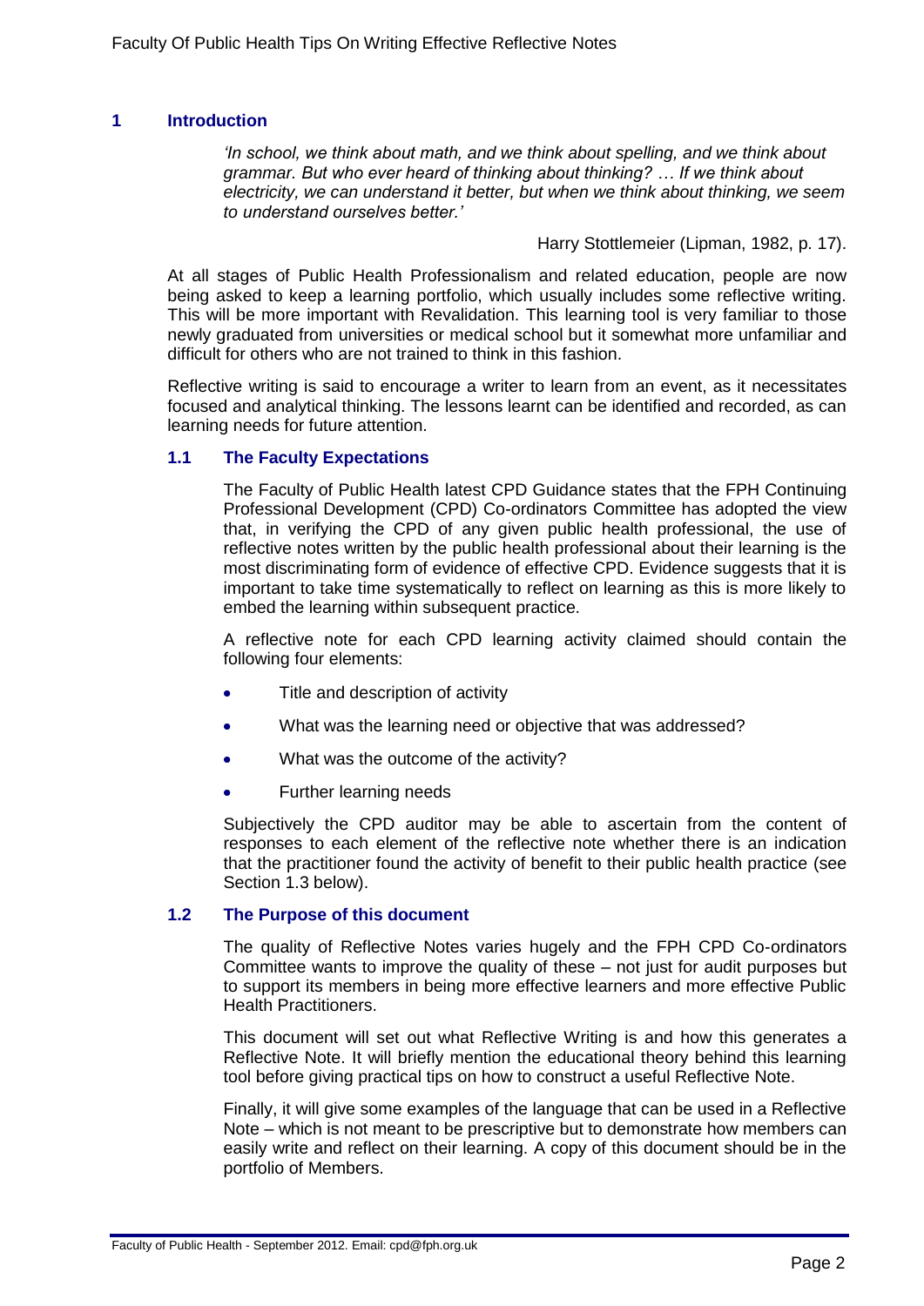## 1 Introduction

*'In school, we think about math, and we think about spelling, and we think about grammar. But who ever heard of thinking about thinking? … If we think about electricity, we can understand it better, but when we think about thinking, we seem to understand ourselves better.'*

Harry Stottlemeier (Lipman, 1982, p. 17).

At all stages of Public Health Professionalism and related education, people are now being asked to keep a learning portfolio, which usually includes some reflective writing. This will be more important with Revalidation. This learning tool is very familiar to those newly graduated from universities or medical school but it somewhat more unfamiliar and difficult for others who are not trained to think in this fashion.

Reflective writing is said to encourage a writer to learn from an event, as it necessitates focused and analytical thinking. The lessons learnt can be identified and recorded, as can learning needs for future attention.

### 1.1 The Faculty Expectations

The Faculty of Public Health latest CPD Guidance states that the FPH Continuing Professional Development (CPD) Co-ordinators Committee has adopted the view that, in verifying the CPD of any given public health professional, the use of reflective notes written by the public health professional about their learning is the most discriminating form of evidence of effective CPD. Evidence suggests that it is important to take time systematically to reflect on learning as this is more likely to embed the learning within subsequent practice.

A reflective note for each CPD learning activity claimed should contain the following four elements:

- Title and description of activity
- What was the learning need or objective that was addressed?
- What was the outcome of the activity?
- Further learning needs

Subjectively the CPD auditor may be able to ascertain from the content of responses to each element of the reflective note whether there is an indication that the practitioner found the activity of benefit to their public health practice (see Section 1.3 below).

### 1.2 The Purpose of this document

The quality of Reflective Notes varies hugely and the FPH CPD Co-ordinators Committee wants to improve the quality of these – not just for audit purposes but to support its members in being more effective learners and more effective Public Health Practitioners.

This document will set out what Reflective Writing is and how this generates a Reflective Note. It will briefly mention the educational theory behind this learning tool before giving practical tips on how to construct a useful Reflective Note.

Finally, it will give some examples of the language that can be used in a Reflective Note – which is not meant to be prescriptive but to demonstrate how members can easily write and reflect on their learning. A copy of this document should be in the portfolio of Members.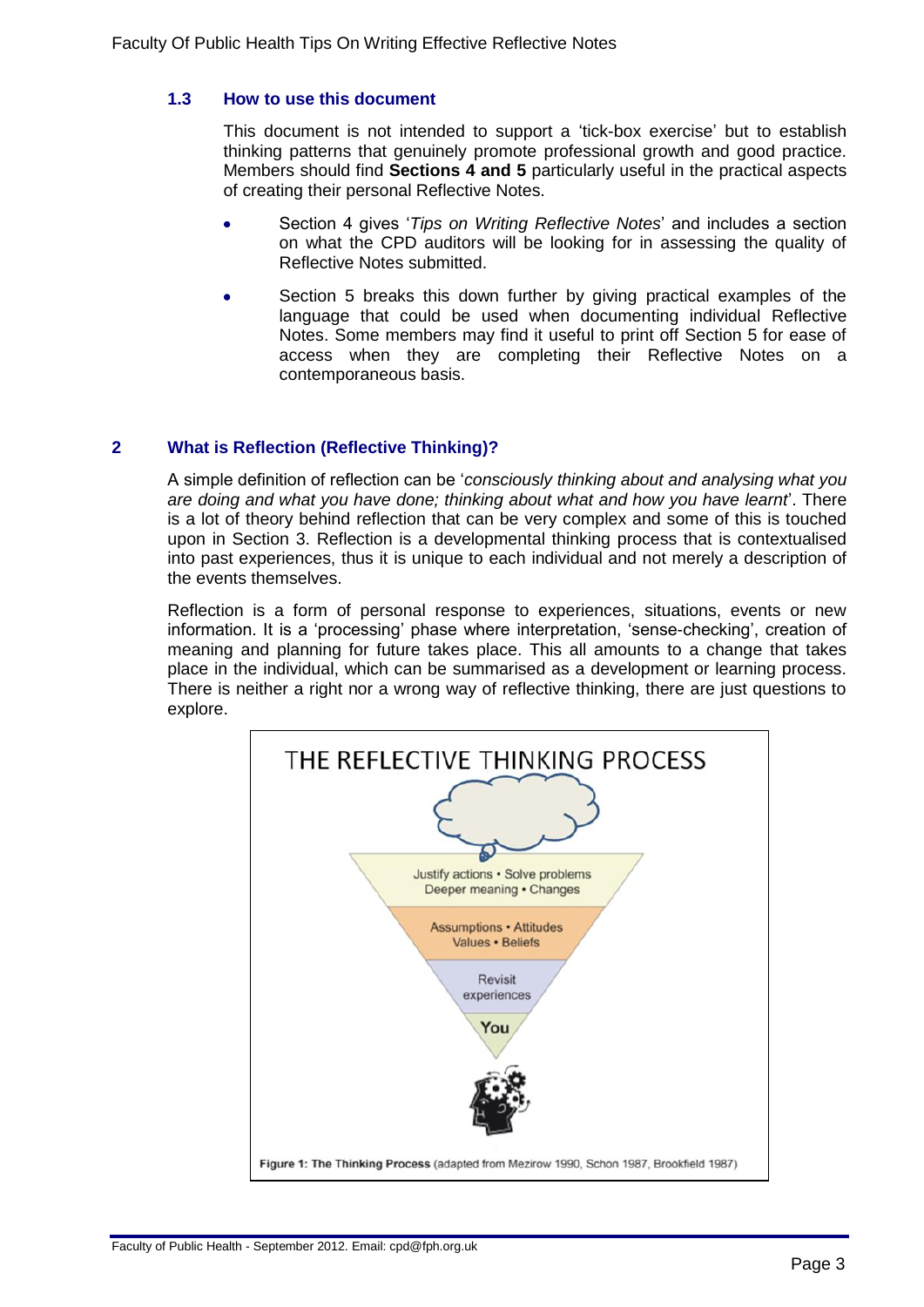### 1.3 How to use this document

This document is not intended to support a 'tick-box exercise' but to establish thinking patterns that genuinely promote professional growth and good practice. Members should find **Sections 4 and 5** particularly useful in the practical aspects of creating their personal Reflective Notes.

- Section 4 gives '*Tips on Writing Reflective Notes*' and includes a section on what the CPD auditors will be looking for in assessing the quality of Reflective Notes submitted.
- Section 5 breaks this down further by giving practical examples of the language that could be used when documenting individual Reflective Notes. Some members may find it useful to print off Section 5 for ease of access when they are completing their Reflective Notes on a contemporaneous basis.

## 2 What is Reflection (Reflective Thinking)?

A simple definition of reflection can be '*consciously thinking about and analysing what you are doing and what you have done; thinking about what and how you have learnt*'. There is a lot of theory behind reflection that can be very complex and some of this is touched upon in Section 3. Reflection is a developmental thinking process that is contextualised into past experiences, thus it is unique to each individual and not merely a description of the events themselves.

Reflection is a form of personal response to experiences, situations, events or new information. It is a 'processing' phase where interpretation, 'sense-checking', creation of meaning and planning for future takes place. This all amounts to a change that takes place in the individual, which can be summarised as a development or learning process. There is neither a right nor a wrong way of reflective thinking, there are just questions to explore.

THE REFLECTIVE THINKING PROCESS

Justify actions • Solve problems
Deeper meaning • Changes

Assumptions • Attitudes
Values • Beliefs

Revisit experiences

You

**Figure 1: The Thinking Process** (adapted from Mezirow 1990, Schon 1987, Brookfield 1987)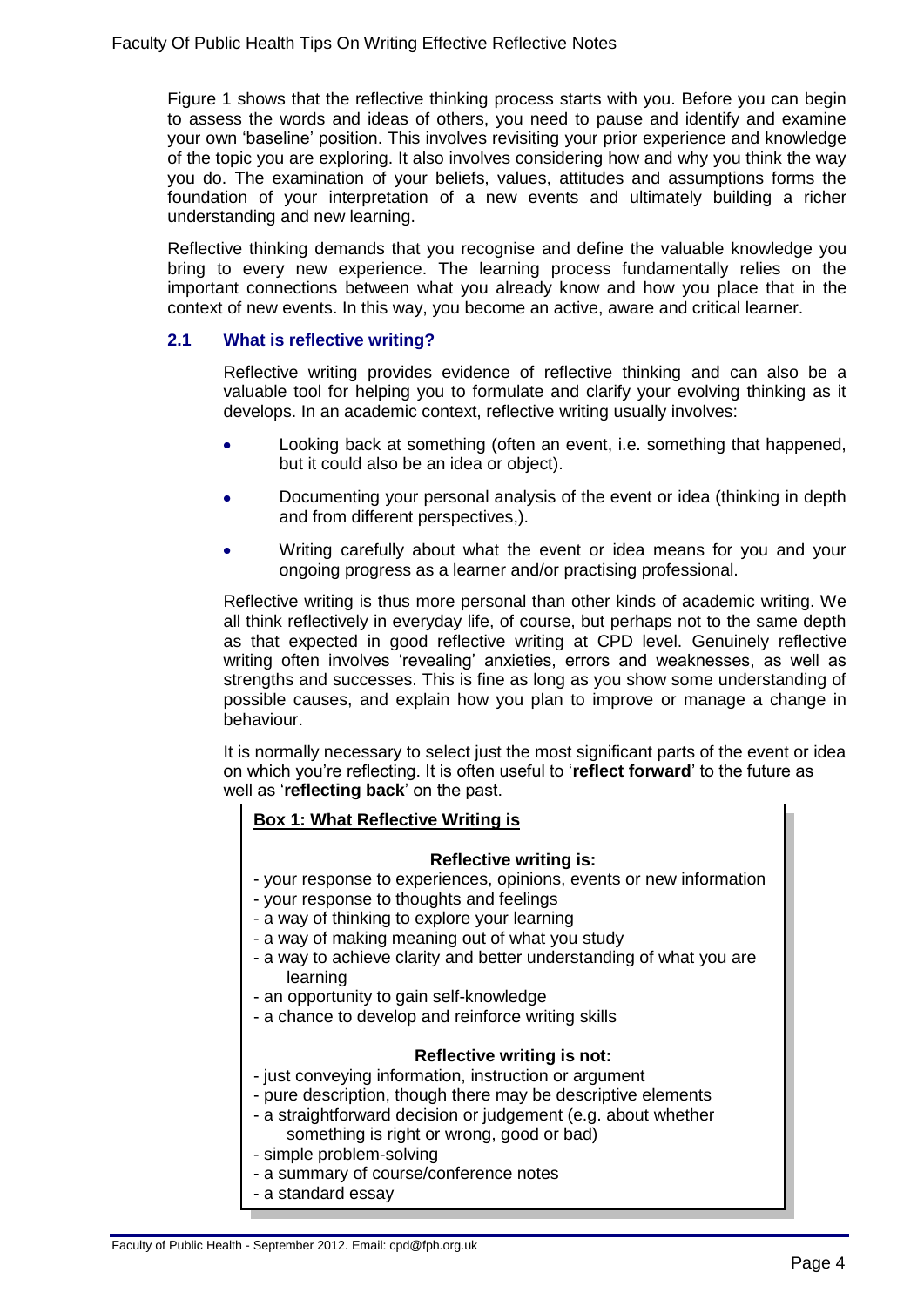Figure 1 shows that the reflective thinking process starts with you. Before you can begin to assess the words and ideas of others, you need to pause and identify and examine your own 'baseline' position. This involves revisiting your prior experience and knowledge of the topic you are exploring. It also involves considering how and why you think the way you do. The examination of your beliefs, values, attitudes and assumptions forms the foundation of your interpretation of a new events and ultimately building a richer understanding and new learning.

Reflective thinking demands that you recognise and define the valuable knowledge you bring to every new experience. The learning process fundamentally relies on the important connections between what you already know and how you place that in the context of new events. In this way, you become an active, aware and critical learner.

### 2.1 What is reflective writing?

Reflective writing provides evidence of reflective thinking and can also be a valuable tool for helping you to formulate and clarify your evolving thinking as it develops. In an academic context, reflective writing usually involves:

- Looking back at something (often an event, i.e. something that happened, but it could also be an idea or object).
- Documenting your personal analysis of the event or idea (thinking in depth and from different perspectives,).
- Writing carefully about what the event or idea means for you and your ongoing progress as a learner and/or practising professional.

Reflective writing is thus more personal than other kinds of academic writing. We all think reflectively in everyday life, of course, but perhaps not to the same depth as that expected in good reflective writing at CPD level. Genuinely reflective writing often involves 'revealing' anxieties, errors and weaknesses, as well as strengths and successes. This is fine as long as you show some understanding of possible causes, and explain how you plan to improve or manage a change in behaviour.

It is normally necessary to select just the most significant parts of the event or idea on which you're reflecting. It is often useful to '**reflect forward**' to the future as well as '**reflecting back**' on the past.

**Box 1: What Reflective Writing is**

**Reflective writing is:**

- your response to experiences, opinions, events or new information
- your response to thoughts and feelings
- a way of thinking to explore your learning
- a way of making meaning out of what you study
- a way to achieve clarity and better understanding of what you are learning
- an opportunity to gain self-knowledge
- a chance to develop and reinforce writing skills

**Reflective writing is not:**

- just conveying information, instruction or argument
- pure description, though there may be descriptive elements
- a straightforward decision or judgement (e.g. about whether something is right or wrong, good or bad)
- simple problem-solving
- a summary of course/conference notes
- a standard essay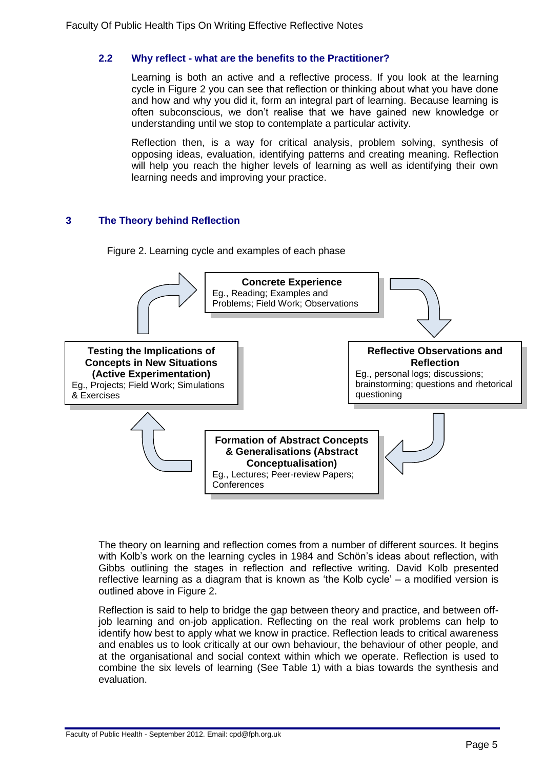### 2.2 Why reflect - what are the benefits to the Practitioner?

Learning is both an active and a reflective process. If you look at the learning cycle in Figure 2 you can see that reflection or thinking about what you have done and how and why you did it, form an integral part of learning. Because learning is often subconscious, we don't realise that we have gained new knowledge or understanding until we stop to contemplate a particular activity.

Reflection then, is a way for critical analysis, problem solving, synthesis of opposing ideas, evaluation, identifying patterns and creating meaning. Reflection will help you reach the higher levels of learning as well as identifying their own learning needs and improving your practice.

## 3 The Theory behind Reflection

Figure 2. Learning cycle and examples of each phase

**Concrete Experience**
Eg., Reading; Examples and Problems; Field Work; Observations

**Reflective Observations and Reflection**
Eg., personal logs; discussions; brainstorming; questions and rhetorical questioning

**Formation of Abstract Concepts & Generalisations (Abstract Conceptualisation)**
Eg., Lectures; Peer-review Papers; Conferences

**Testing the Implications of Concepts in New Situations (Active Experimentation)**
Eg., Projects; Field Work; Simulations & Exercises

The theory on learning and reflection comes from a number of different sources. It begins with Kolb's work on the learning cycles in 1984 and Schön's ideas about reflection, with Gibbs outlining the stages in reflection and reflective writing. David Kolb presented reflective learning as a diagram that is known as 'the Kolb cycle' – a modified version is outlined above in Figure 2.

Reflection is said to help to bridge the gap between theory and practice, and between off-job learning and on-job application. Reflecting on the real work problems can help to identify how best to apply what we know in practice. Reflection leads to critical awareness and enables us to look critically at our own behaviour, the behaviour of other people, and at the organisational and social context within which we operate. Reflection is used to combine the six levels of learning (See Table 1) with a bias towards the synthesis and evaluation.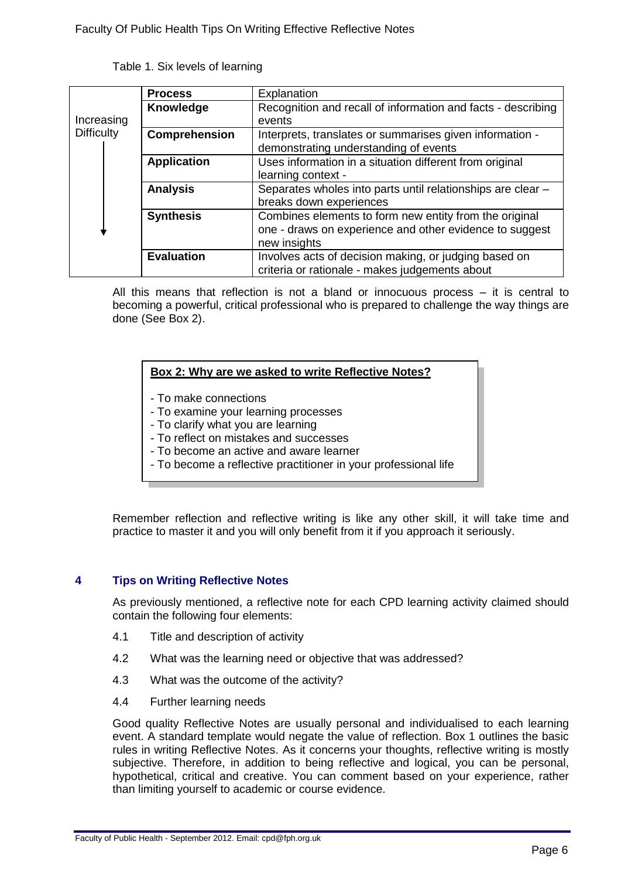Table 1. Six levels of learning

| | Process | Explanation |
|---|---|---|
| Increasing Difficulty ↓ | **Knowledge** | Recognition and recall of information and facts - describing events |
| | **Comprehension** | Interprets, translates or summarises given information - demonstrating understanding of events |
| | **Application** | Uses information in a situation different from original learning context - |
| | **Analysis** | Separates wholes into parts until relationships are clear – breaks down experiences |
| | **Synthesis** | Combines elements to form new entity from the original one - draws on experience and other evidence to suggest new insights |
| | **Evaluation** | Involves acts of decision making, or judging based on criteria or rationale - makes judgements about |

All this means that reflection is not a bland or innocuous process – it is central to becoming a powerful, critical professional who is prepared to challenge the way things are done (See Box 2).

> **Box 2: Why are we asked to write Reflective Notes?**
>
> - To make connections
> - To examine your learning processes
> - To clarify what you are learning
> - To reflect on mistakes and successes
> - To become an active and aware learner
> - To become a reflective practitioner in your professional life

Remember reflection and reflective writing is like any other skill, it will take time and practice to master it and you will only benefit from it if you approach it seriously.

## 4 Tips on Writing Reflective Notes

As previously mentioned, a reflective note for each CPD learning activity claimed should contain the following four elements:

4.1 Title and description of activity

4.2 What was the learning need or objective that was addressed?

4.3 What was the outcome of the activity?

4.4 Further learning needs

Good quality Reflective Notes are usually personal and individualised to each learning event. A standard template would negate the value of reflection. Box 1 outlines the basic rules in writing Reflective Notes. As it concerns your thoughts, reflective writing is mostly subjective. Therefore, in addition to being reflective and logical, you can be personal, hypothetical, critical and creative. You can comment based on your experience, rather than limiting yourself to academic or course evidence.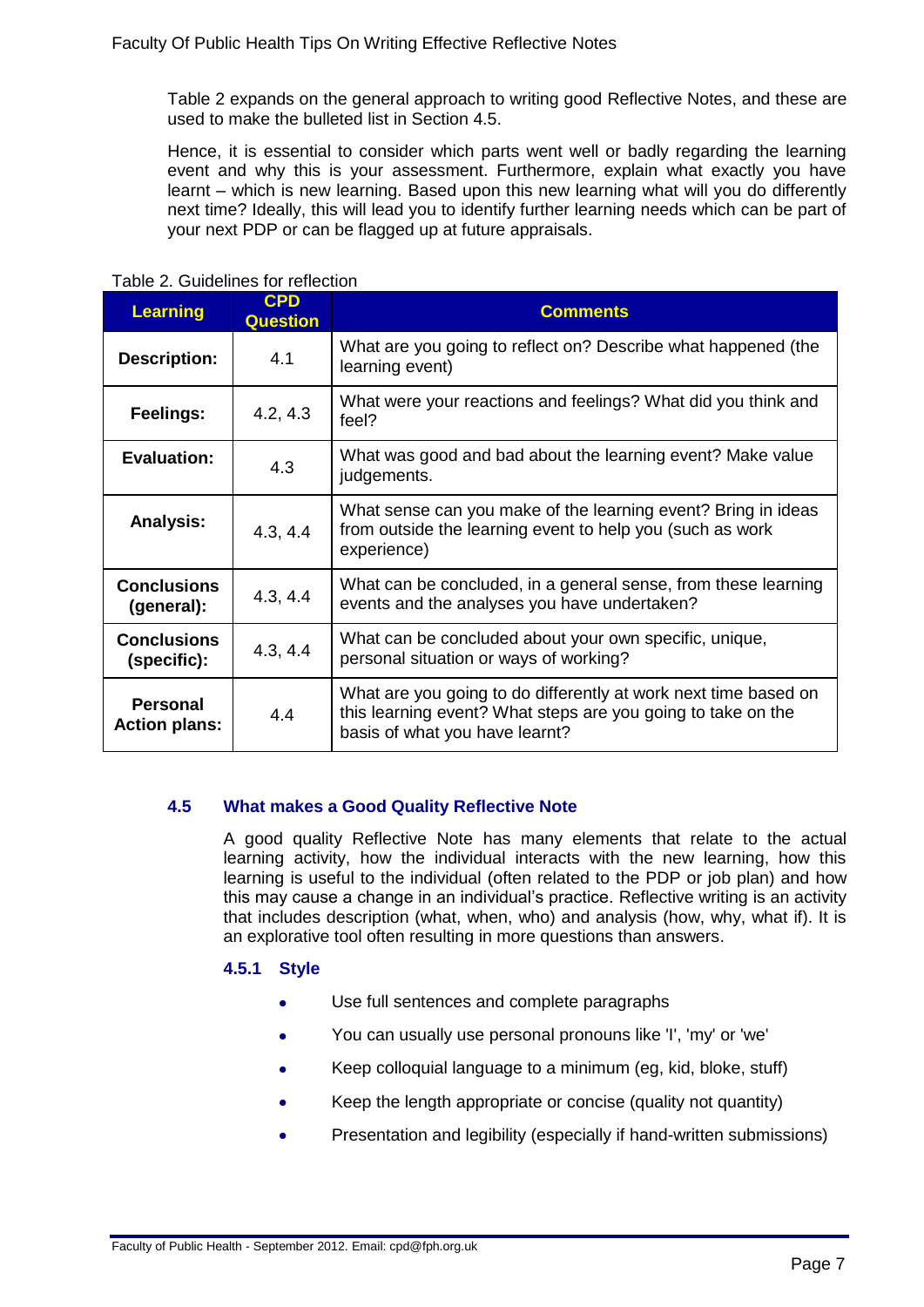Table 2 expands on the general approach to writing good Reflective Notes, and these are used to make the bulleted list in Section 4.5.

Hence, it is essential to consider which parts went well or badly regarding the learning event and why this is your assessment. Furthermore, explain what exactly you have learnt – which is new learning. Based upon this new learning what will you do differently next time? Ideally, this will lead you to identify further learning needs which can be part of your next PDP or can be flagged up at future appraisals.

Table 2. Guidelines for reflection

| Learning | CPD Question | Comments |
|---|---|---|
| **Description:** | 4.1 | What are you going to reflect on? Describe what happened (the learning event) |
| **Feelings:** | 4.2, 4.3 | What were your reactions and feelings? What did you think and feel? |
| **Evaluation:** | 4.3 | What was good and bad about the learning event? Make value judgements. |
| **Analysis:** | 4.3, 4.4 | What sense can you make of the learning event? Bring in ideas from outside the learning event to help you (such as work experience) |
| **Conclusions (general):** | 4.3, 4.4 | What can be concluded, in a general sense, from these learning events and the analyses you have undertaken? |
| **Conclusions (specific):** | 4.3, 4.4 | What can be concluded about your own specific, unique, personal situation or ways of working? |
| **Personal Action plans:** | 4.4 | What are you going to do differently at work next time based on this learning event? What steps are you going to take on the basis of what you have learnt? |

### 4.5 What makes a Good Quality Reflective Note

A good quality Reflective Note has many elements that relate to the actual learning activity, how the individual interacts with the new learning, how this learning is useful to the individual (often related to the PDP or job plan) and how this may cause a change in an individual's practice. Reflective writing is an activity that includes description (what, when, who) and analysis (how, why, what if). It is an explorative tool often resulting in more questions than answers.

#### 4.5.1 Style

- Use full sentences and complete paragraphs
- You can usually use personal pronouns like 'I', 'my' or 'we'
- Keep colloquial language to a minimum (eg, kid, bloke, stuff)
- Keep the length appropriate or concise (quality not quantity)
- Presentation and legibility (especially if hand-written submissions)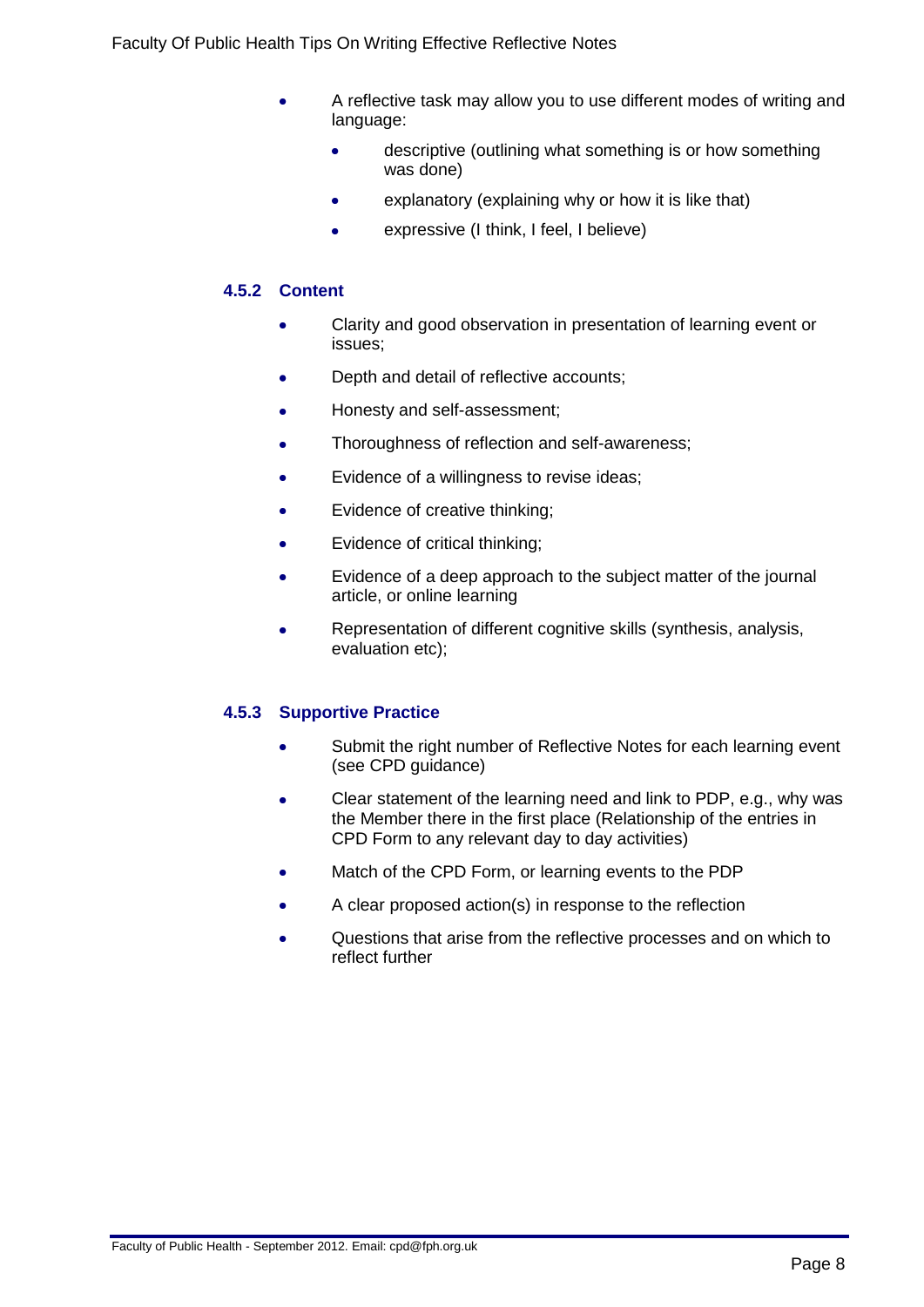- A reflective task may allow you to use different modes of writing and language:
  - descriptive (outlining what something is or how something was done)
  - explanatory (explaining why or how it is like that)
  - expressive (I think, I feel, I believe)

### 4.5.2 Content

- Clarity and good observation in presentation of learning event or issues;
- Depth and detail of reflective accounts;
- Honesty and self-assessment;
- Thoroughness of reflection and self-awareness;
- Evidence of a willingness to revise ideas;
- Evidence of creative thinking;
- Evidence of critical thinking;
- Evidence of a deep approach to the subject matter of the journal article, or online learning
- Representation of different cognitive skills (synthesis, analysis, evaluation etc);

### 4.5.3 Supportive Practice

- Submit the right number of Reflective Notes for each learning event (see CPD guidance)
- Clear statement of the learning need and link to PDP, e.g., why was the Member there in the first place (Relationship of the entries in CPD Form to any relevant day to day activities)
- Match of the CPD Form, or learning events to the PDP
- A clear proposed action(s) in response to the reflection
- Questions that arise from the reflective processes and on which to reflect further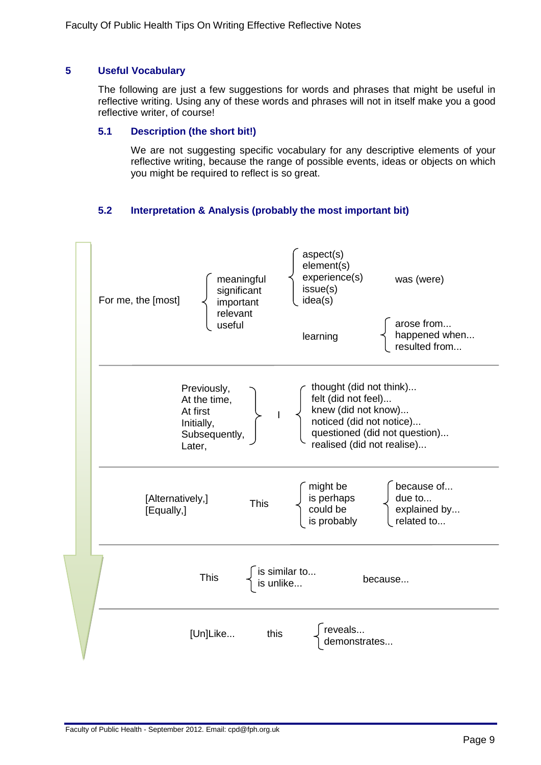## 5 Useful Vocabulary

The following are just a few suggestions for words and phrases that might be useful in reflective writing. Using any of these words and phrases will not in itself make you a good reflective writer, of course!

### 5.1 Description (the short bit!)

We are not suggesting specific vocabulary for any descriptive elements of your reflective writing, because the range of possible events, ideas or objects on which you might be required to reflect is so great.

### 5.2 Interpretation & Analysis (probably the most important bit)

| | | | |
|---|---|---|---|
| For me, the [most] | meaningful / significant / important / relevant / useful | aspect(s) / element(s) / experience(s) / issue(s) / idea(s) | was (were) |
| | | learning | arose from... / happened when... / resulted from... |

| | | |
|---|---|---|
| Previously, / At the time, / At first / Initially, / Subsequently, / Later, | I | thought (did not think)... / felt (did not feel)... / knew (did not know)... / noticed (did not notice)... / questioned (did not question)... / realised (did not realise)... |

| | | | |
|---|---|---|---|
| [Alternatively,] / [Equally,] | This | might be / is perhaps / could be / is probably | because of... / due to... / explained by... / related to... |

| | | |
|---|---|---|
| This | is similar to... / is unlike... | because... |

| | | |
|---|---|---|
| [Un]Like... | this | reveals... / demonstrates... |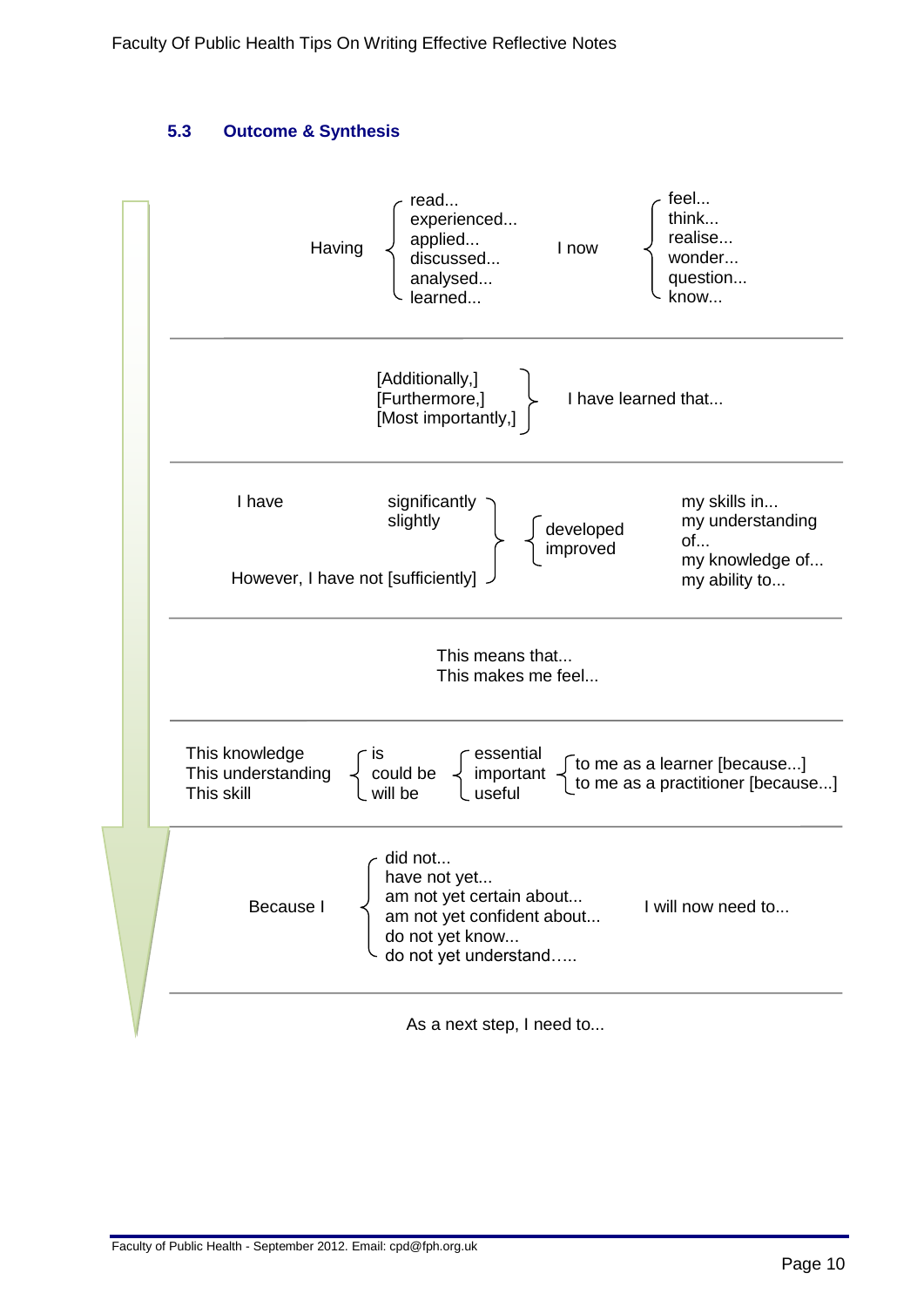## 5.3 Outcome & Synthesis

| | | | |
|---|---|---|---|
| Having | read...<br>experienced...<br>applied...<br>discussed...<br>analysed...<br>learned... | I now | feel...<br>think...<br>realise...<br>wonder...<br>question...<br>know... |

[Additionally,] / [Furthermore,] / [Most importantly,] — I have learned that...

| | | | |
|---|---|---|---|
| I have | significantly<br>slightly | developed<br>improved | my skills in...<br>my understanding of...<br>my knowledge of...<br>my ability to... |
| However, I have not [sufficiently] | | | |

This means that...
This makes me feel...

| | | | |
|---|---|---|---|
| This knowledge<br>This understanding<br>This skill | is<br>could be<br>will be | essential<br>important<br>useful | to me as a learner [because...]<br>to me as a practitioner [because...] |

| | | |
|---|---|---|
| Because I | did not...<br>have not yet...<br>am not yet certain about...<br>am not yet confident about...<br>do not yet know...<br>do not yet understand….. | I will now need to... |

As a next step, I need to...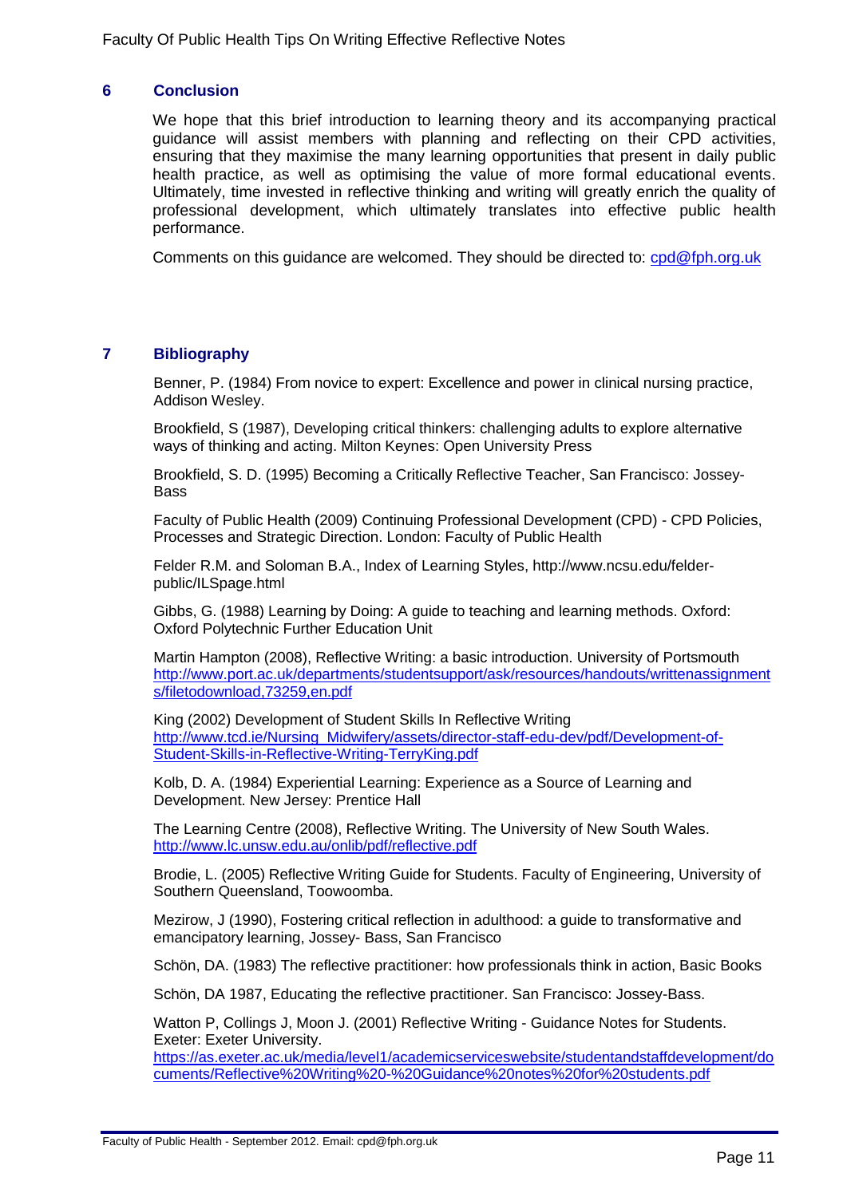## 6 Conclusion

We hope that this brief introduction to learning theory and its accompanying practical guidance will assist members with planning and reflecting on their CPD activities, ensuring that they maximise the many learning opportunities that present in daily public health practice, as well as optimising the value of more formal educational events. Ultimately, time invested in reflective thinking and writing will greatly enrich the quality of professional development, which ultimately translates into effective public health performance.

Comments on this guidance are welcomed. They should be directed to: cpd@fph.org.uk

## 7 Bibliography

Benner, P. (1984) From novice to expert: Excellence and power in clinical nursing practice, Addison Wesley.

Brookfield, S (1987), Developing critical thinkers: challenging adults to explore alternative ways of thinking and acting. Milton Keynes: Open University Press

Brookfield, S. D. (1995) Becoming a Critically Reflective Teacher, San Francisco: Jossey-Bass

Faculty of Public Health (2009) Continuing Professional Development (CPD) - CPD Policies, Processes and Strategic Direction. London: Faculty of Public Health

Felder R.M. and Soloman B.A., Index of Learning Styles, http://www.ncsu.edu/felder-public/ILSpage.html

Gibbs, G. (1988) Learning by Doing: A guide to teaching and learning methods. Oxford: Oxford Polytechnic Further Education Unit

Martin Hampton (2008), Reflective Writing: a basic introduction. University of Portsmouth http://www.port.ac.uk/departments/studentsupport/ask/resources/handouts/writtenassignments/filetodownload,73259,en.pdf

King (2002) Development of Student Skills In Reflective Writing http://www.tcd.ie/Nursing_Midwifery/assets/director-staff-edu-dev/pdf/Development-of-Student-Skills-in-Reflective-Writing-TerryKing.pdf

Kolb, D. A. (1984) Experiential Learning: Experience as a Source of Learning and Development. New Jersey: Prentice Hall

The Learning Centre (2008), Reflective Writing. The University of New South Wales. http://www.lc.unsw.edu.au/onlib/pdf/reflective.pdf

Brodie, L. (2005) Reflective Writing Guide for Students. Faculty of Engineering, University of Southern Queensland, Toowoomba.

Mezirow, J (1990), Fostering critical reflection in adulthood: a guide to transformative and emancipatory learning, Jossey- Bass, San Francisco

Schön, DA. (1983) The reflective practitioner: how professionals think in action, Basic Books

Schön, DA 1987, Educating the reflective practitioner. San Francisco: Jossey-Bass.

Watton P, Collings J, Moon J. (2001) Reflective Writing - Guidance Notes for Students. Exeter: Exeter University. https://as.exeter.ac.uk/media/level1/academicserviceswebsite/studentandstaffdevelopment/documents/Reflective%20Writing%20-%20Guidance%20notes%20for%20students.pdf